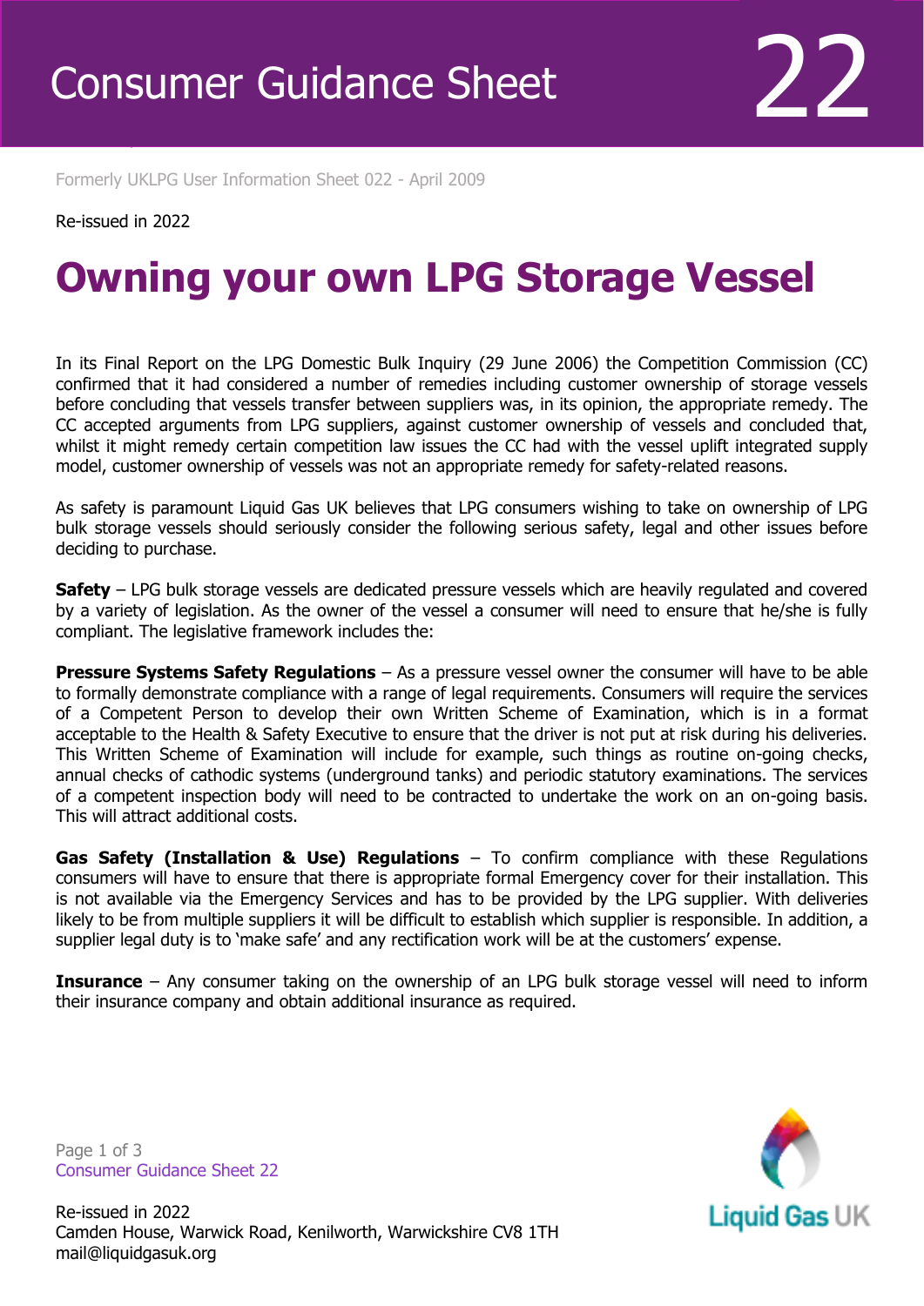# Consumer Guidance Sheet 22

Formerly UKLPG User Information Sheet 022 - April 2009

Re-issued in 2022

# Owning your own LPG Storage Vessel

In its Final Report on the LPG Domestic Bulk Inquiry (29 June 2006) the Competition Commission (CC) confirmed that it had considered a number of remedies including customer ownership of storage vessels before concluding that vessels transfer between suppliers was, in its opinion, the appropriate remedy. The CC accepted arguments from LPG suppliers, against customer ownership of vessels and concluded that, whilst it might remedy certain competition law issues the CC had with the vessel uplift integrated supply model, customer ownership of vessels was not an appropriate remedy for safety-related reasons.

As safety is paramount Liquid Gas UK believes that LPG consumers wishing to take on ownership of LPG bulk storage vessels should seriously consider the following serious safety, legal and other issues before deciding to purchase.

**Safety** – LPG bulk storage vessels are dedicated pressure vessels which are heavily regulated and covered by a variety of legislation. As the owner of the vessel a consumer will need to ensure that he/she is fully compliant. The legislative framework includes the:

**Pressure Systems Safety Regulations** – As a pressure vessel owner the consumer will have to be able to formally demonstrate compliance with a range of legal requirements. Consumers will require the services of a Competent Person to develop their own Written Scheme of Examination, which is in a format acceptable to the Health & Safety Executive to ensure that the driver is not put at risk during his deliveries. This Written Scheme of Examination will include for example, such things as routine on-going checks, annual checks of cathodic systems (underground tanks) and periodic statutory examinations. The services of a competent inspection body will need to be contracted to undertake the work on an on-going basis. This will attract additional costs.

**Gas Safety (Installation & Use) Regulations** – To confirm compliance with these Regulations consumers will have to ensure that there is appropriate formal Emergency cover for their installation. This is not available via the Emergency Services and has to be provided by the LPG supplier. With deliveries likely to be from multiple suppliers it will be difficult to establish which supplier is responsible. In addition, a supplier legal duty is to 'make safe' and any rectification work will be at the customers' expense.

**Insurance** – Any consumer taking on the ownership of an LPG bulk storage vessel will need to inform their insurance company and obtain additional insurance as required.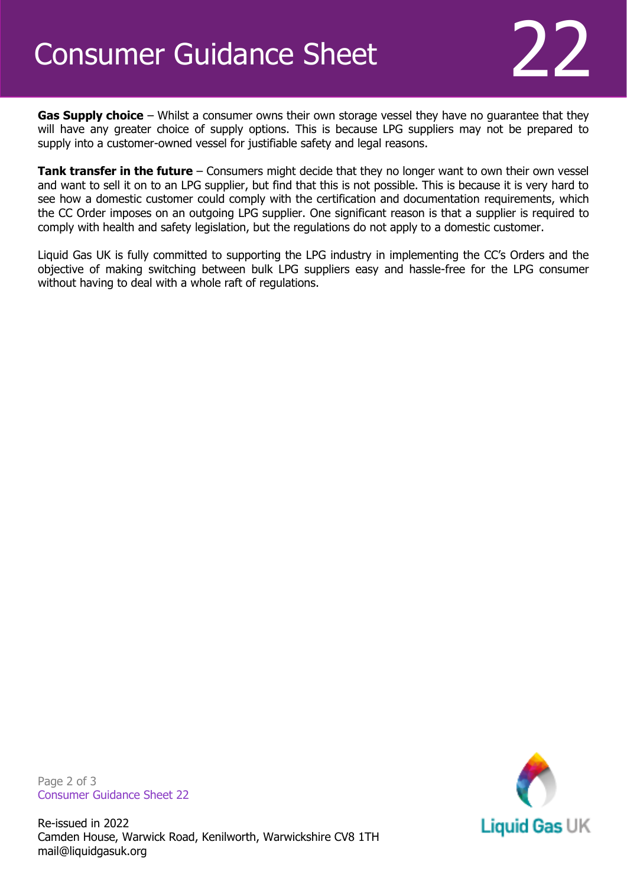**Gas Supply choice** – Whilst a consumer owns their own storage vessel they have no guarantee that they will have any greater choice of supply options. This is because LPG suppliers may not be prepared to supply into a customer-owned vessel for justifiable safety and legal reasons.

**Tank transfer in the future** – Consumers might decide that they no longer want to own their own vessel and want to sell it on to an LPG supplier, but find that this is not possible. This is because it is very hard to see how a domestic customer could comply with the certification and documentation requirements, which the CC Order imposes on an outgoing LPG supplier. One significant reason is that a supplier is required to comply with health and safety legislation, but the regulations do not apply to a domestic customer.

Liquid Gas UK is fully committed to supporting the LPG industry in implementing the CC's Orders and the objective of making switching between bulk LPG suppliers easy and hassle-free for the LPG consumer without having to deal with a whole raft of regulations.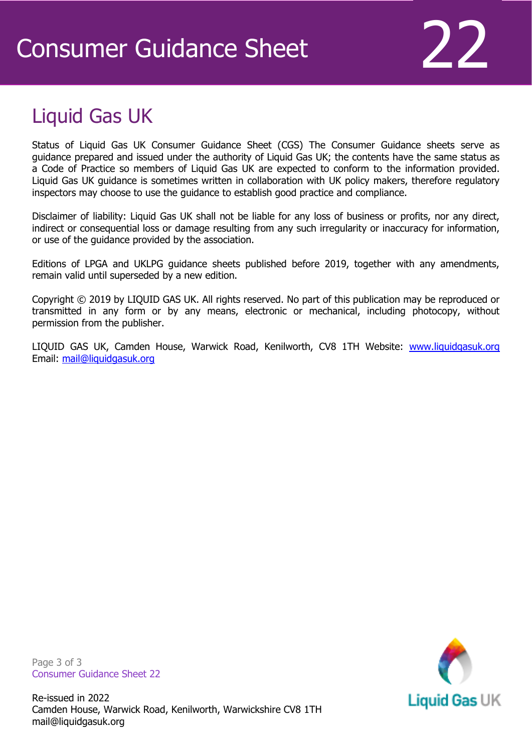# Liquid Gas UK

Status of Liquid Gas UK Consumer Guidance Sheet (CGS) The Consumer Guidance sheets serve as guidance prepared and issued under the authority of Liquid Gas UK; the contents have the same status as a Code of Practice so members of Liquid Gas UK are expected to conform to the information provided. Liquid Gas UK guidance is sometimes written in collaboration with UK policy makers, therefore regulatory inspectors may choose to use the guidance to establish good practice and compliance.

Disclaimer of liability: Liquid Gas UK shall not be liable for any loss of business or profits, nor any direct, indirect or consequential loss or damage resulting from any such irregularity or inaccuracy for information, or use of the guidance provided by the association.

Editions of LPGA and UKLPG guidance sheets published before 2019, together with any amendments, remain valid until superseded by a new edition.

Copyright © 2019 by LIQUID GAS UK. All rights reserved. No part of this publication may be reproduced or transmitted in any form or by any means, electronic or mechanical, including photocopy, without permission from the publisher.

LIQUID GAS UK, Camden House, Warwick Road, Kenilworth, CV8 1TH Website: www.liquidgasuk.org Email: mail@liquidgasuk.org

Re-issued in 2022
Camden House, Warwick Road, Kenilworth, Warwickshire CV8 1TH
mail@liquidgasuk.org